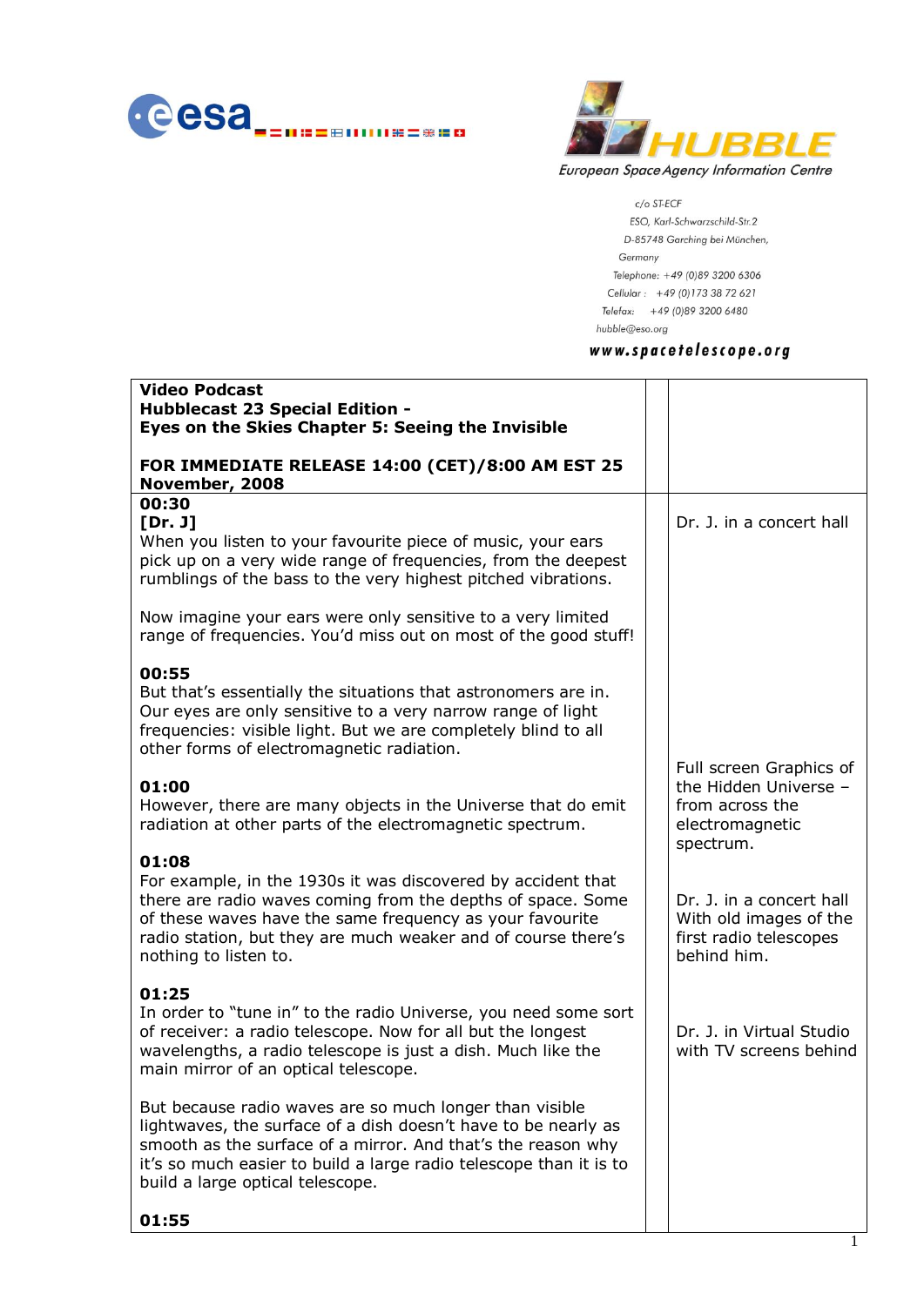c/o ST-ECF
ESO, Karl-Schwarzschild-Str.2
D-85748 Garching bei München,
Germany
Telephone: +49 (0)89 3200 6306
Cellular : +49 (0)173 38 72 621
Telefax: +49 (0)89 3200 6480
hubble@eso.org

**www.spacetelescope.org**

| **Video Podcast**<br>**Hubblecast 23 Special Edition -**<br>**Eyes on the Skies Chapter 5: Seeing the Invisible**<br><br>**FOR IMMEDIATE RELEASE 14:00 (CET)/8:00 AM EST 25 November, 2008** | | |
|---|---|---|
| **00:30**<br>**[Dr. J]**<br>When you listen to your favourite piece of music, your ears pick up on a very wide range of frequencies, from the deepest rumblings of the bass to the very highest pitched vibrations.<br><br>Now imagine your ears were only sensitive to a very limited range of frequencies. You'd miss out on most of the good stuff!<br><br>**00:55**<br>But that's essentially the situations that astronomers are in. Our eyes are only sensitive to a very narrow range of light frequencies: visible light. But we are completely blind to all other forms of electromagnetic radiation.<br><br>**01:00**<br>However, there are many objects in the Universe that do emit radiation at other parts of the electromagnetic spectrum.<br><br>**01:08**<br>For example, in the 1930s it was discovered by accident that there are radio waves coming from the depths of space. Some of these waves have the same frequency as your favourite radio station, but they are much weaker and of course there's nothing to listen to.<br><br>**01:25**<br>In order to "tune in" to the radio Universe, you need some sort of receiver: a radio telescope. Now for all but the longest wavelengths, a radio telescope is just a dish. Much like the main mirror of an optical telescope.<br><br>But because radio waves are so much longer than visible lightwaves, the surface of a dish doesn't have to be nearly as smooth as the surface of a mirror. And that's the reason why it's so much easier to build a large radio telescope than it is to build a large optical telescope.<br><br>**01:55** | | Dr. J. in a concert hall<br><br>Full screen Graphics of the Hidden Universe – from across the electromagnetic spectrum.<br><br>Dr. J. in a concert hall With old images of the first radio telescopes behind him.<br><br>Dr. J. in Virtual Studio with TV screens behind |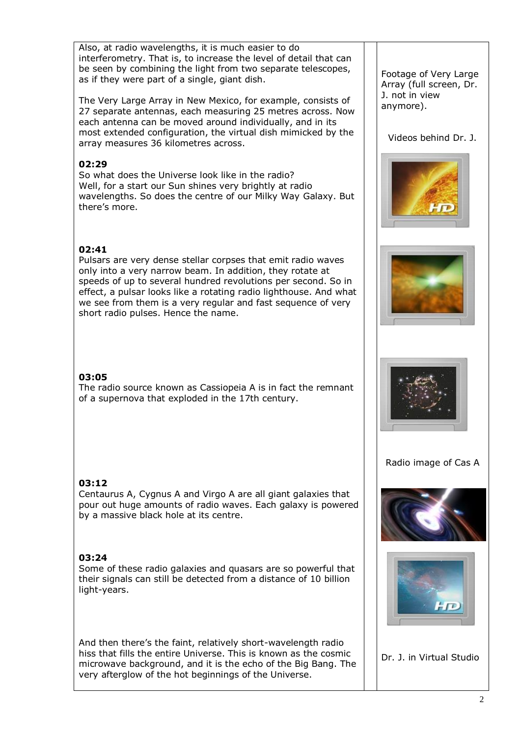| | |
|---|---|
| Also, at radio wavelengths, it is much easier to do interferometry. That is, to increase the level of detail that can be seen by combining the light from two separate telescopes, as if they were part of a single, giant dish.<br><br>The Very Large Array in New Mexico, for example, consists of 27 separate antennas, each measuring 25 metres across. Now each antenna can be moved around individually, and in its most extended configuration, the virtual dish mimicked by the array measures 36 kilometres across. | Footage of Very Large Array (full screen, Dr. J. not in view anymore).<br><br>Videos behind Dr. J. |
| **02:29**<br>So what does the Universe look like in the radio?<br>Well, for a start our Sun shines very brightly at radio wavelengths. So does the centre of our Milky Way Galaxy. But there's more. | |
| **02:41**<br>Pulsars are very dense stellar corpses that emit radio waves only into a very narrow beam. In addition, they rotate at speeds of up to several hundred revolutions per second. So in effect, a pulsar looks like a rotating radio lighthouse. And what we see from them is a very regular and fast sequence of very short radio pulses. Hence the name. | |
| **03:05**<br>The radio source known as Cassiopeia A is in fact the remnant of a supernova that exploded in the 17th century. | Radio image of Cas A |
| **03:12**<br>Centaurus A, Cygnus A and Virgo A are all giant galaxies that pour out huge amounts of radio waves. Each galaxy is powered by a massive black hole at its centre. | |
| **03:24**<br>Some of these radio galaxies and quasars are so powerful that their signals can still be detected from a distance of 10 billion light-years. | |
| And then there's the faint, relatively short-wavelength radio hiss that fills the entire Universe. This is known as the cosmic microwave background, and it is the echo of the Big Bang. The very afterglow of the hot beginnings of the Universe. | Dr. J. in Virtual Studio |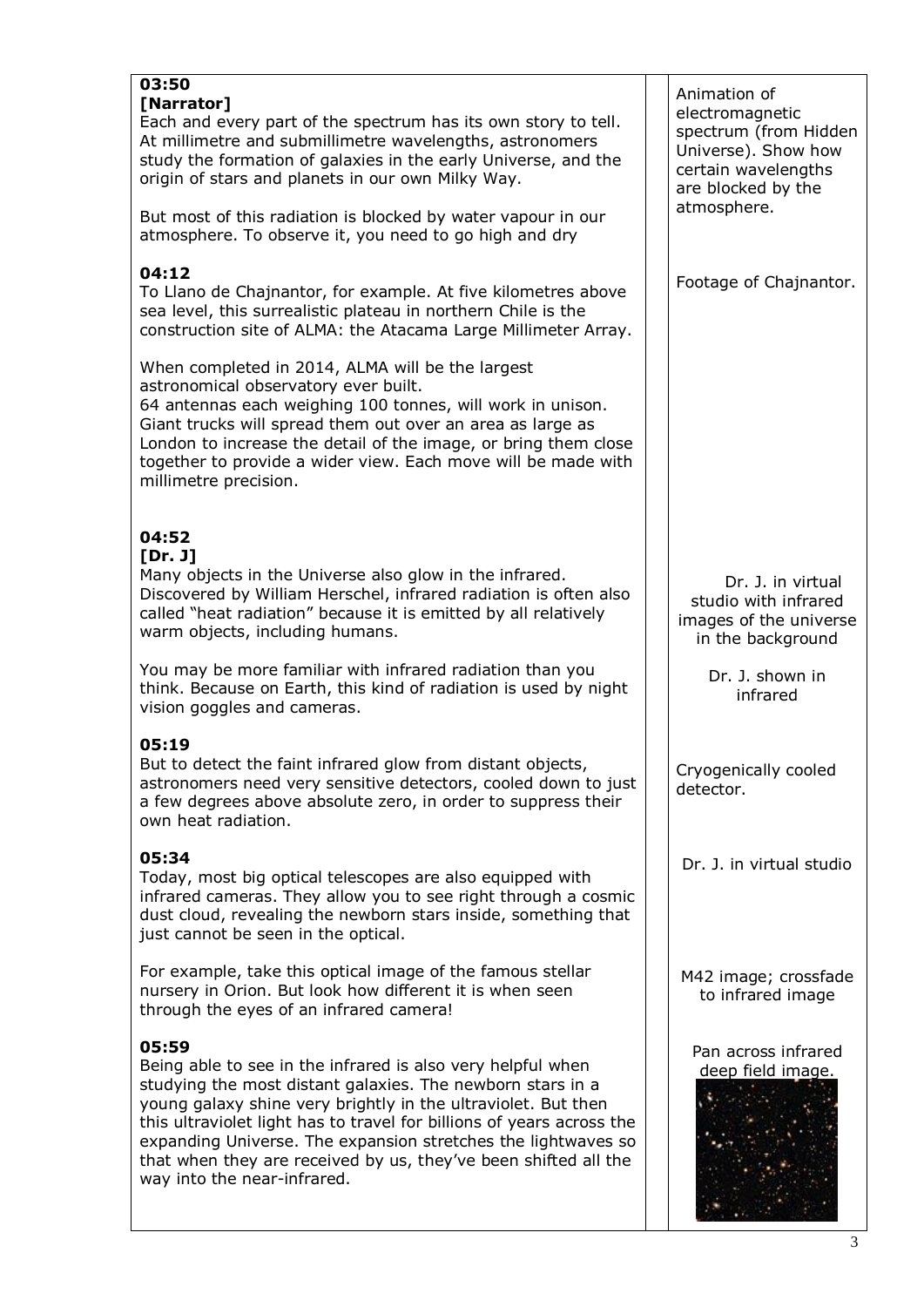| | |
|---|---|
| **03:50**<br>**[Narrator]**<br>Each and every part of the spectrum has its own story to tell. At millimetre and submillimetre wavelengths, astronomers study the formation of galaxies in the early Universe, and the origin of stars and planets in our own Milky Way.<br><br>But most of this radiation is blocked by water vapour in our atmosphere. To observe it, you need to go high and dry | Animation of electromagnetic spectrum (from Hidden Universe). Show how certain wavelengths are blocked by the atmosphere. |
| **04:12**<br>To Llano de Chajnantor, for example. At five kilometres above sea level, this surrealistic plateau in northern Chile is the construction site of ALMA: the Atacama Large Millimeter Array.<br><br>When completed in 2014, ALMA will be the largest astronomical observatory ever built.<br>64 antennas each weighing 100 tonnes, will work in unison. Giant trucks will spread them out over an area as large as London to increase the detail of the image, or bring them close together to provide a wider view. Each move will be made with millimetre precision. | Footage of Chajnantor. |
| **04:52**<br>**[Dr. J]**<br>Many objects in the Universe also glow in the infrared. Discovered by William Herschel, infrared radiation is often also called "heat radiation" because it is emitted by all relatively warm objects, including humans.<br><br>You may be more familiar with infrared radiation than you think. Because on Earth, this kind of radiation is used by night vision goggles and cameras. | Dr. J. in virtual studio with infrared images of the universe in the background<br><br>Dr. J. shown in infrared |
| **05:19**<br>But to detect the faint infrared glow from distant objects, astronomers need very sensitive detectors, cooled down to just a few degrees above absolute zero, in order to suppress their own heat radiation. | Cryogenically cooled detector. |
| **05:34**<br>Today, most big optical telescopes are also equipped with infrared cameras. They allow you to see right through a cosmic dust cloud, revealing the newborn stars inside, something that just cannot be seen in the optical.<br><br>For example, take this optical image of the famous stellar nursery in Orion. But look how different it is when seen through the eyes of an infrared camera! | Dr. J. in virtual studio<br><br>M42 image; crossfade to infrared image |
| **05:59**<br>Being able to see in the infrared is also very helpful when studying the most distant galaxies. The newborn stars in a young galaxy shine very brightly in the ultraviolet. But then this ultraviolet light has to travel for billions of years across the expanding Universe. The expansion stretches the lightwaves so that when they are received by us, they've been shifted all the way into the near-infrared. | Pan across infrared deep field image. |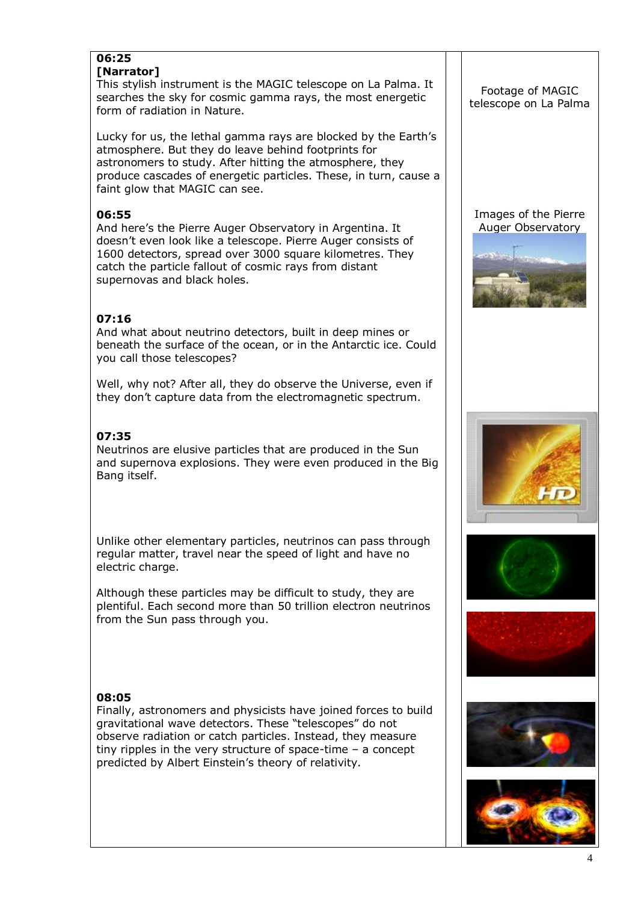| | | |
|---|---|---|
| **06:25**<br>**[Narrator]**<br>This stylish instrument is the MAGIC telescope on La Palma. It searches the sky for cosmic gamma rays, the most energetic form of radiation in Nature.<br><br>Lucky for us, the lethal gamma rays are blocked by the Earth's atmosphere. But they do leave behind footprints for astronomers to study. After hitting the atmosphere, they produce cascades of energetic particles. These, in turn, cause a faint glow that MAGIC can see. | | Footage of MAGIC telescope on La Palma |
| **06:55**<br>And here's the Pierre Auger Observatory in Argentina. It doesn't even look like a telescope. Pierre Auger consists of 1600 detectors, spread over 3000 square kilometres. They catch the particle fallout of cosmic rays from distant supernovas and black holes. | | Images of the Pierre Auger Observatory |
| **07:16**<br>And what about neutrino detectors, built in deep mines or beneath the surface of the ocean, or in the Antarctic ice. Could you call those telescopes?<br><br>Well, why not? After all, they do observe the Universe, even if they don't capture data from the electromagnetic spectrum. | | |
| **07:35**<br>Neutrinos are elusive particles that are produced in the Sun and supernova explosions. They were even produced in the Big Bang itself.<br><br>Unlike other elementary particles, neutrinos can pass through regular matter, travel near the speed of light and have no electric charge.<br><br>Although these particles may be difficult to study, they are plentiful. Each second more than 50 trillion electron neutrinos from the Sun pass through you. | | |
| **08:05**<br>Finally, astronomers and physicists have joined forces to build gravitational wave detectors. These "telescopes" do not observe radiation or catch particles. Instead, they measure tiny ripples in the very structure of space-time – a concept predicted by Albert Einstein's theory of relativity. | | |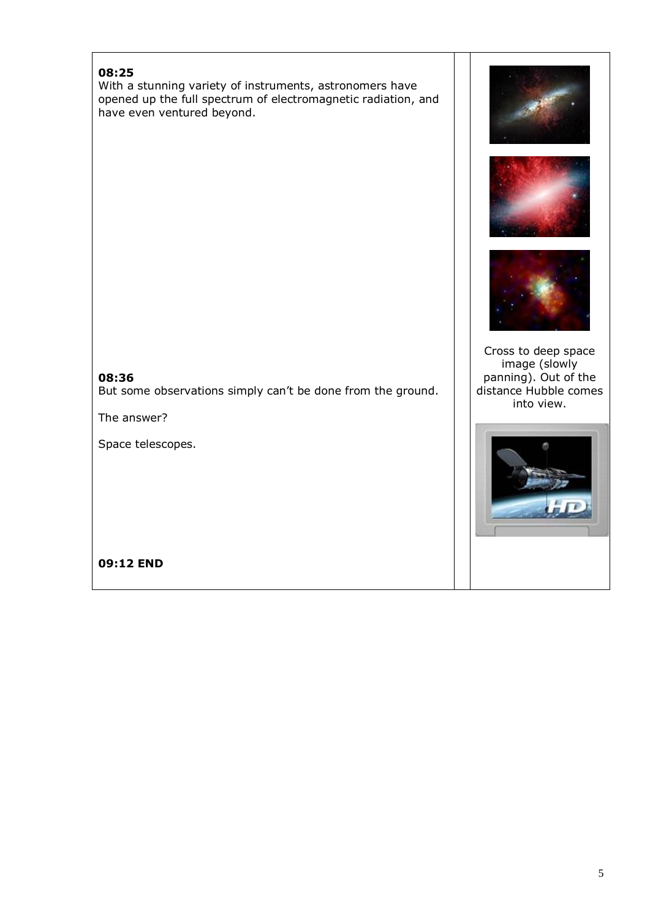| | |
|---|---|
| **08:25**<br>With a stunning variety of instruments, astronomers have opened up the full spectrum of electromagnetic radiation, and have even ventured beyond. | |
| **08:36**<br>But some observations simply can't be done from the ground.<br><br>The answer?<br><br>Space telescopes. | Cross to deep space image (slowly panning). Out of the distance Hubble comes into view. |
| **09:12 END** | |